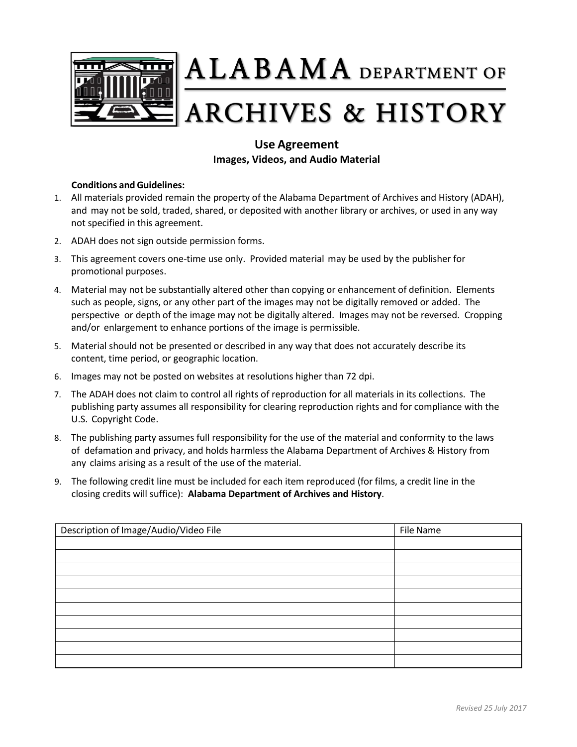# ALABAMA DEPARTMENT OF ARCHIVES & HISTORY

## Use Agreement

### Images, Videos, and Audio Material

**Conditions and Guidelines:**

1. All materials provided remain the property of the Alabama Department of Archives and History (ADAH), and may not be sold, traded, shared, or deposited with another library or archives, or used in any way not specified in this agreement.
2. ADAH does not sign outside permission forms.
3. This agreement covers one-time use only. Provided material may be used by the publisher for promotional purposes.
4. Material may not be substantially altered other than copying or enhancement of definition. Elements such as people, signs, or any other part of the images may not be digitally removed or added. The perspective or depth of the image may not be digitally altered. Images may not be reversed. Cropping and/or enlargement to enhance portions of the image is permissible.
5. Material should not be presented or described in any way that does not accurately describe its content, time period, or geographic location.
6. Images may not be posted on websites at resolutions higher than 72 dpi.
7. The ADAH does not claim to control all rights of reproduction for all materials in its collections. The publishing party assumes all responsibility for clearing reproduction rights and for compliance with the U.S. Copyright Code.
8. The publishing party assumes full responsibility for the use of the material and conformity to the laws of defamation and privacy, and holds harmless the Alabama Department of Archives & History from any claims arising as a result of the use of the material.
9. The following credit line must be included for each item reproduced (for films, a credit line in the closing credits will suffice): **Alabama Department of Archives and History**.

| Description of Image/Audio/Video File | File Name |
| --- | --- |
| | |
| | |
| | |
| | |
| | |
| | |
| | |
| | |
| | |
| | |

*Revised 25 July 2017*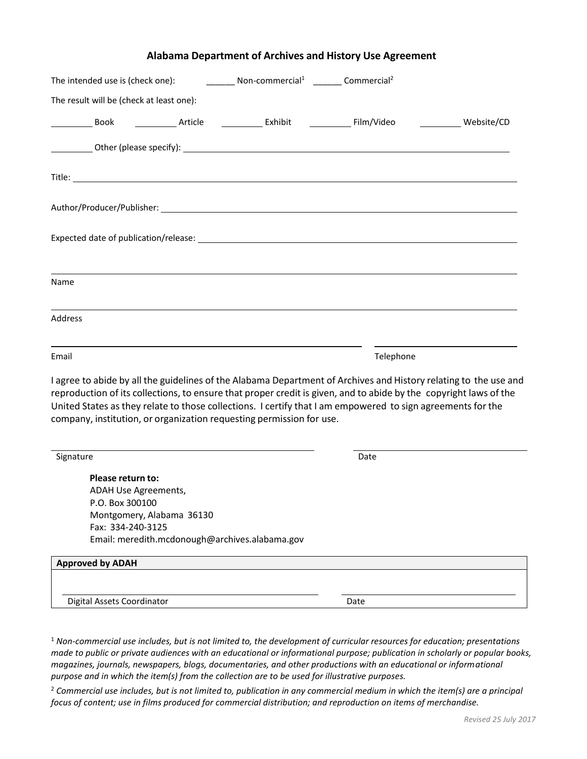# Alabama Department of Archives and History Use Agreement

The intended use is (check one): ______ Non-commercial[1] ______ Commercial[2]

The result will be (check at least one):

_________ Book _________ Article _________ Exhibit _________ Film/Video _________ Website/CD

_________ Other (please specify): ______________________________________________

Title: ______________________________________________

Author/Producer/Publisher: ______________________________________________

Expected date of publication/release: ______________________________________________

______________________________________________
Name

______________________________________________
Address

______________________________________________ ______________________
Email Telephone

I agree to abide by all the guidelines of the Alabama Department of Archives and History relating to the use and reproduction of its collections, to ensure that proper credit is given, and to abide by the copyright laws of the United States as they relate to those collections. I certify that I am empowered to sign agreements for the company, institution, or organization requesting permission for use.

______________________________________________ ______________________
Signature Date

**Please return to:**
ADAH Use Agreements,
P.O. Box 300100
Montgomery, Alabama 36130
Fax: 334-240-3125
Email: meredith.mcdonough@archives.alabama.gov

| **Approved by ADAH** | |
|---|---|
| ______________________________ | ______________________ |
| Digital Assets Coordinator | Date |

[1] *Non-commercial use includes, but is not limited to, the development of curricular resources for education; presentations made to public or private audiences with an educational or informational purpose; publication in scholarly or popular books, magazines, journals, newspapers, blogs, documentaries, and other productions with an educational or informational purpose and in which the item(s) from the collection are to be used for illustrative purposes.*

[2] *Commercial use includes, but is not limited to, publication in any commercial medium in which the item(s) are a principal focus of content; use in films produced for commercial distribution; and reproduction on items of merchandise.*

*Revised 25 July 2017*